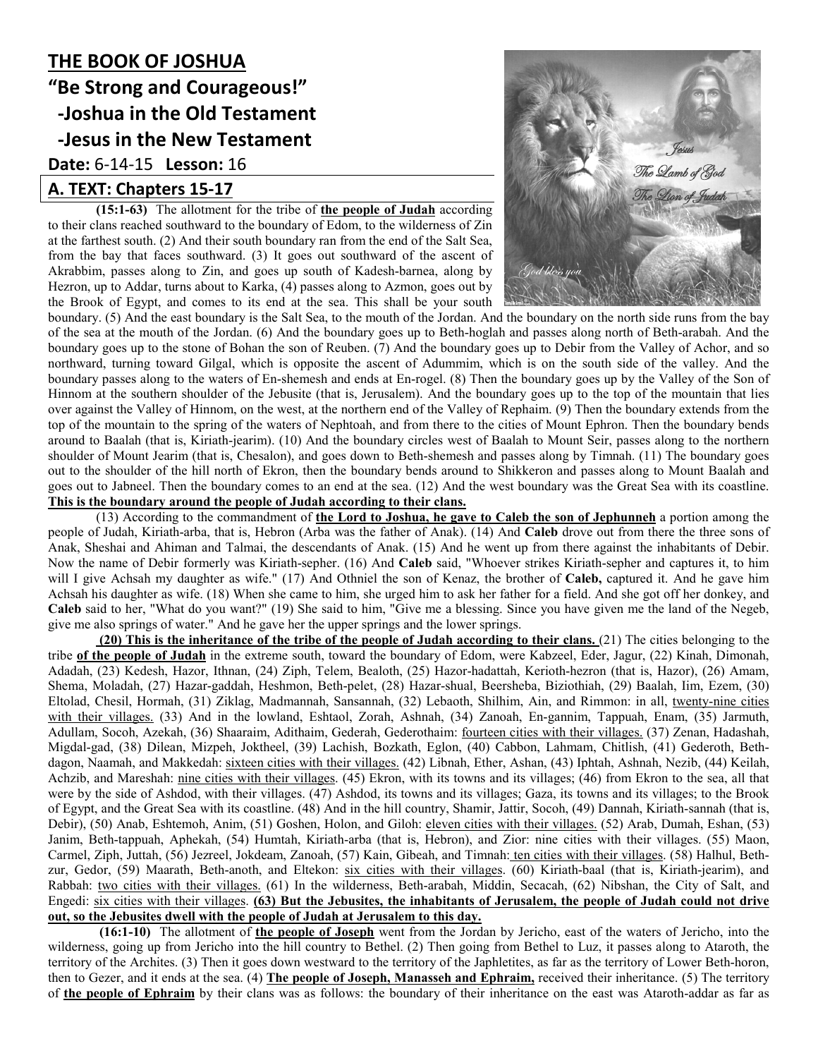# THE BOOK OF JOSHUA

## "Be Strong and Courageous!"

## -Joshua in the Old Testament

## -Jesus in the New Testament

**Date:** 6-14-15 **Lesson:** 16

## A. TEXT: Chapters 15-17

**(15:1-63)** The allotment for the tribe of **<u>the people of Judah</u>** according to their clans reached southward to the boundary of Edom, to the wilderness of Zin at the farthest south. (2) And their south boundary ran from the end of the Salt Sea, from the bay that faces southward. (3) It goes out southward of the ascent of Akrabbim, passes along to Zin, and goes up south of Kadesh-barnea, along by Hezron, up to Addar, turns about to Karka, (4) passes along to Azmon, goes out by the Brook of Egypt, and comes to its end at the sea. This shall be your south boundary. (5) And the east boundary is the Salt Sea, to the mouth of the Jordan. And the boundary on the north side runs from the bay of the sea at the mouth of the Jordan. (6) And the boundary goes up to Beth-hoglah and passes along north of Beth-arabah. And the boundary goes up to the stone of Bohan the son of Reuben. (7) And the boundary goes up to Debir from the Valley of Achor, and so northward, turning toward Gilgal, which is opposite the ascent of Adummim, which is on the south side of the valley. And the boundary passes along to the waters of En-shemesh and ends at En-rogel. (8) Then the boundary goes up by the Valley of the Son of Hinnom at the southern shoulder of the Jebusite (that is, Jerusalem). And the boundary goes up to the top of the mountain that lies over against the Valley of Hinnom, on the west, at the northern end of the Valley of Rephaim. (9) Then the boundary extends from the top of the mountain to the spring of the waters of Nephtoah, and from there to the cities of Mount Ephron. Then the boundary bends around to Baalah (that is, Kiriath-jearim). (10) And the boundary circles west of Baalah to Mount Seir, passes along to the northern shoulder of Mount Jearim (that is, Chesalon), and goes down to Beth-shemesh and passes along by Timnah. (11) The boundary goes out to the shoulder of the hill north of Ekron, then the boundary bends around to Shikkeron and passes along to Mount Baalah and goes out to Jabneel. Then the boundary comes to an end at the sea. (12) And the west boundary was the Great Sea with its coastline. **<u>This is the boundary around the people of Judah according to their clans.</u>**

(13) According to the commandment of **<u>the Lord to Joshua, he gave to Caleb the son of Jephunneh</u>** a portion among the people of Judah, Kiriath-arba, that is, Hebron (Arba was the father of Anak). (14) And **Caleb** drove out from there the three sons of Anak, Sheshai and Ahiman and Talmai, the descendants of Anak. (15) And he went up from there against the inhabitants of Debir. Now the name of Debir formerly was Kiriath-sepher. (16) And **Caleb** said, "Whoever strikes Kiriath-sepher and captures it, to him will I give Achsah my daughter as wife." (17) And Othniel the son of Kenaz, the brother of **Caleb,** captured it. And he gave him Achsah his daughter as wife. (18) When she came to him, she urged him to ask her father for a field. And she got off her donkey, and **Caleb** said to her, "What do you want?" (19) She said to him, "Give me a blessing. Since you have given me the land of the Negeb, give me also springs of water." And he gave her the upper springs and the lower springs.

**<u>(20) This is the inheritance of the tribe of the people of Judah according to their clans.</u>** (21) The cities belonging to the tribe **<u>of the people of Judah</u>** in the extreme south, toward the boundary of Edom, were Kabzeel, Eder, Jagur, (22) Kinah, Dimonah, Adadah, (23) Kedesh, Hazor, Ithnan, (24) Ziph, Telem, Bealoth, (25) Hazor-hadattah, Kerioth-hezron (that is, Hazor), (26) Amam, Shema, Moladah, (27) Hazar-gaddah, Heshmon, Beth-pelet, (28) Hazar-shual, Beersheba, Biziothiah, (29) Baalah, Iim, Ezem, (30) Eltolad, Chesil, Hormah, (31) Ziklag, Madmannah, Sansannah, (32) Lebaoth, Shilhim, Ain, and Rimmon: in all, <u>twenty-nine cities with their villages.</u> (33) And in the lowland, Eshtaol, Zorah, Ashnah, (34) Zanoah, En-gannim, Tappuah, Enam, (35) Jarmuth, Adullam, Socoh, Azekah, (36) Shaaraim, Adithaim, Gederah, Gederothaim: <u>fourteen cities with their villages.</u> (37) Zenan, Hadashah, Migdal-gad, (38) Dilean, Mizpeh, Joktheel, (39) Lachish, Bozkath, Eglon, (40) Cabbon, Lahmam, Chitlish, (41) Gederoth, Beth-dagon, Naamah, and Makkedah: <u>sixteen cities with their villages.</u> (42) Libnah, Ether, Ashan, (43) Iphtah, Ashnah, Nezib, (44) Keilah, Achzib, and Mareshah: <u>nine cities with their villages</u>. (45) Ekron, with its towns and its villages; (46) from Ekron to the sea, all that were by the side of Ashdod, with their villages. (47) Ashdod, its towns and its villages; Gaza, its towns and its villages; to the Brook of Egypt, and the Great Sea with its coastline. (48) And in the hill country, Shamir, Jattir, Socoh, (49) Dannah, Kiriath-sannah (that is, Debir), (50) Anab, Eshtemoh, Anim, (51) Goshen, Holon, and Giloh: <u>eleven cities with their villages.</u> (52) Arab, Dumah, Eshan, (53) Janim, Beth-tappuah, Aphekah, (54) Humtah, Kiriath-arba (that is, Hebron), and Zior: nine cities with their villages. (55) Maon, Carmel, Ziph, Juttah, (56) Jezreel, Jokdeam, Zanoah, (57) Kain, Gibeah, and Timnah: <u>ten cities with their villages</u>. (58) Halhul, Beth-zur, Gedor, (59) Maarath, Beth-anoth, and Eltekon: <u>six cities with their villages</u>. (60) Kiriath-baal (that is, Kiriath-jearim), and Rabbah: <u>two cities with their villages.</u> (61) In the wilderness, Beth-arabah, Middin, Secacah, (62) Nibshan, the City of Salt, and Engedi: <u>six cities with their villages</u>. **<u>(63) But the Jebusites, the inhabitants of Jerusalem, the people of Judah could not drive out, so the Jebusites dwell with the people of Judah at Jerusalem to this day.</u>**

**(16:1-10)** The allotment of **<u>the people of Joseph</u>** went from the Jordan by Jericho, east of the waters of Jericho, into the wilderness, going up from Jericho into the hill country to Bethel. (2) Then going from Bethel to Luz, it passes along to Ataroth, the territory of the Archites. (3) Then it goes down westward to the territory of the Japhletites, as far as the territory of Lower Beth-horon, then to Gezer, and it ends at the sea. (4) **<u>The people of Joseph, Manasseh and Ephraim,</u>** received their inheritance. (5) The territory of **<u>the people of Ephraim</u>** by their clans was as follows: the boundary of their inheritance on the east was Ataroth-addar as far as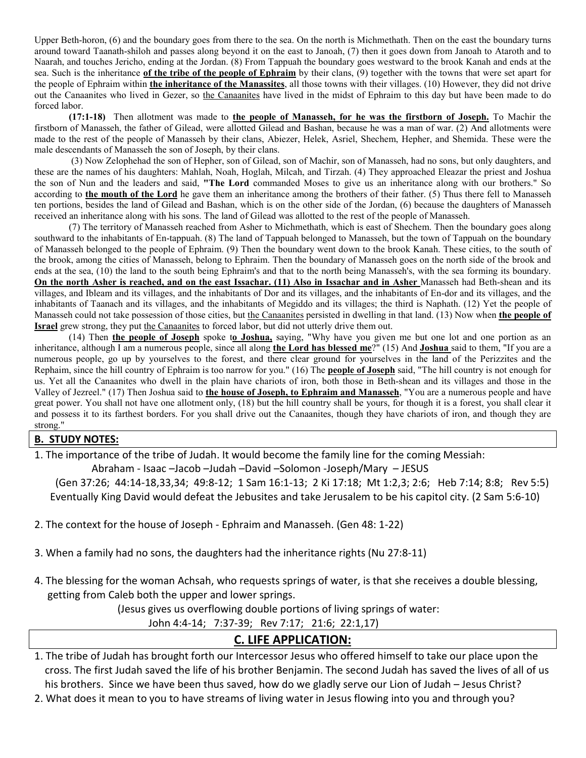Upper Beth-horon, (6) and the boundary goes from there to the sea. On the north is Michmethath. Then on the east the boundary turns around toward Taanath-shiloh and passes along beyond it on the east to Janoah, (7) then it goes down from Janoah to Ataroth and to Naarah, and touches Jericho, ending at the Jordan. (8) From Tappuah the boundary goes westward to the brook Kanah and ends at the sea. Such is the inheritance **of the tribe of the people of Ephraim** by their clans, (9) together with the towns that were set apart for the people of Ephraim within **the inheritance of the Manassites**, all those towns with their villages. (10) However, they did not drive out the Canaanites who lived in Gezer, so the Canaanites have lived in the midst of Ephraim to this day but have been made to do forced labor.

**(17:1-18)** Then allotment was made to **the people of Manasseh, for he was the firstborn of Joseph.** To Machir the firstborn of Manasseh, the father of Gilead, were allotted Gilead and Bashan, because he was a man of war. (2) And allotments were made to the rest of the people of Manasseh by their clans, Abiezer, Helek, Asriel, Shechem, Hepher, and Shemida. These were the male descendants of Manasseh the son of Joseph, by their clans.

(3) Now Zelophehad the son of Hepher, son of Gilead, son of Machir, son of Manasseh, had no sons, but only daughters, and these are the names of his daughters: Mahlah, Noah, Hoglah, Milcah, and Tirzah. (4) They approached Eleazar the priest and Joshua the son of Nun and the leaders and said, **"The Lord** commanded Moses to give us an inheritance along with our brothers." So according to **the mouth of the Lord** he gave them an inheritance among the brothers of their father. (5) Thus there fell to Manasseh ten portions, besides the land of Gilead and Bashan, which is on the other side of the Jordan, (6) because the daughters of Manasseh received an inheritance along with his sons. The land of Gilead was allotted to the rest of the people of Manasseh.

(7) The territory of Manasseh reached from Asher to Michmethath, which is east of Shechem. Then the boundary goes along southward to the inhabitants of En-tappuah. (8) The land of Tappuah belonged to Manasseh, but the town of Tappuah on the boundary of Manasseh belonged to the people of Ephraim. (9) Then the boundary went down to the brook Kanah. These cities, to the south of the brook, among the cities of Manasseh, belong to Ephraim. Then the boundary of Manasseh goes on the north side of the brook and ends at the sea, (10) the land to the south being Ephraim's and that to the north being Manasseh's, with the sea forming its boundary. **On the north Asher is reached, and on the east Issachar. (11) Also in Issachar and in Asher** Manasseh had Beth-shean and its villages, and Ibleam and its villages, and the inhabitants of Dor and its villages, and the inhabitants of En-dor and its villages, and the inhabitants of Taanach and its villages, and the inhabitants of Megiddo and its villages; the third is Naphath. (12) Yet the people of Manasseh could not take possession of those cities, but the Canaanites persisted in dwelling in that land. (13) Now when **the people of Israel** grew strong, they put the Canaanites to forced labor, but did not utterly drive them out.

(14) Then **the people of Joseph** spoke t**o Joshua,** saying, "Why have you given me but one lot and one portion as an inheritance, although I am a numerous people, since all along **the Lord has blessed me**?" (15) And **Joshua** said to them, "If you are a numerous people, go up by yourselves to the forest, and there clear ground for yourselves in the land of the Perizzites and the Rephaim, since the hill country of Ephraim is too narrow for you." (16) The **people of Joseph** said, "The hill country is not enough for us. Yet all the Canaanites who dwell in the plain have chariots of iron, both those in Beth-shean and its villages and those in the Valley of Jezreel." (17) Then Joshua said to **the house of Joseph, to Ephraim and Manasseh**, "You are a numerous people and have great power. You shall not have one allotment only, (18) but the hill country shall be yours, for though it is a forest, you shall clear it and possess it to its farthest borders. For you shall drive out the Canaanites, though they have chariots of iron, and though they are strong."

## B. STUDY NOTES:

1. The importance of the tribe of Judah. It would become the family line for the coming Messiah:

   Abraham - Isaac –Jacob –Judah –David –Solomon -Joseph/Mary – JESUS

   (Gen 37:26; 44:14-18,33,34; 49:8-12; 1 Sam 16:1-13; 2 Ki 17:18; Mt 1:2,3; 2:6; Heb 7:14; 8:8; Rev 5:5)

   Eventually King David would defeat the Jebusites and take Jerusalem to be his capitol city. (2 Sam 5:6-10)

2. The context for the house of Joseph - Ephraim and Manasseh. (Gen 48: 1-22)

3. When a family had no sons, the daughters had the inheritance rights (Nu 27:8-11)

4. The blessing for the woman Achsah, who requests springs of water, is that she receives a double blessing, getting from Caleb both the upper and lower springs.

   (Jesus gives us overflowing double portions of living springs of water:
   John 4:4-14; 7:37-39; Rev 7:17; 21:6; 22:1,17)

## C. LIFE APPLICATION:

1. The tribe of Judah has brought forth our Intercessor Jesus who offered himself to take our place upon the cross. The first Judah saved the life of his brother Benjamin. The second Judah has saved the lives of all of us his brothers. Since we have been thus saved, how do we gladly serve our Lion of Judah – Jesus Christ?
2. What does it mean to you to have streams of living water in Jesus flowing into you and through you?